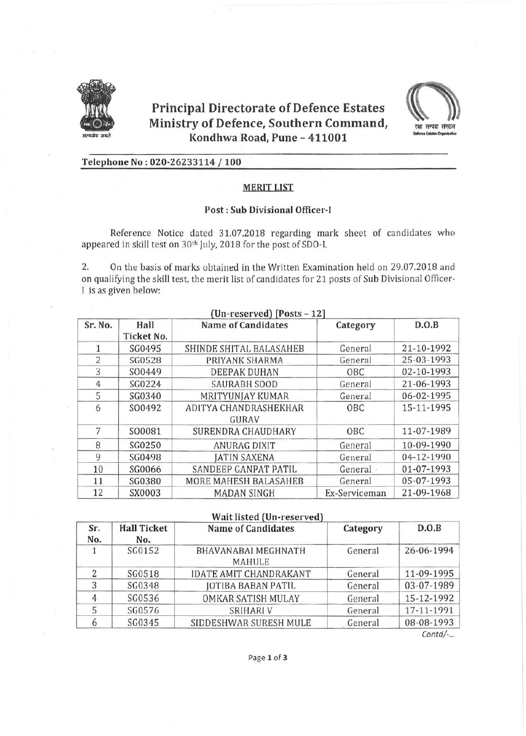# Principal Directorate of Defence Estates
## Ministry of Defence, Southern Command, Kondhwa Road, Pune – 411001

**Telephone No : 020-26233114 / 100**

### MERIT LIST

**Post : Sub Divisional Officer-I**

Reference Notice dated 31.07.2018 regarding mark sheet of candidates who appeared in skill test on 30th July, 2018 for the post of SDO-I.

2. On the basis of marks obtained in the Written Examination held on 29.07.2018 and on qualifying the skill test, the merit list of candidates for 21 posts of Sub Divisional Officer-I is as given below:

**(Un-reserved) [Posts – 12]**

| Sr. No. | Hall Ticket No. | Name of Candidates | Category | D.O.B |
|---|---|---|---|---|
| 1 | SG0495 | SHINDE SHITAL BALASAHEB | General | 21-10-1992 |
| 2 | SG0528 | PRIYANK SHARMA | General | 25-03-1993 |
| 3 | SO0449 | DEEPAK DUHAN | OBC | 02-10-1993 |
| 4 | SG0224 | SAURABH SOOD | General | 21-06-1993 |
| 5 | SG0340 | MRITYUNJAY KUMAR | General | 06-02-1995 |
| 6 | SO0492 | ADITYA CHANDRASHEKHAR GURAV | OBC | 15-11-1995 |
| 7 | SO0081 | SURENDRA CHAUDHARY | OBC | 11-07-1989 |
| 8 | SG0250 | ANURAG DIXIT | General | 10-09-1990 |
| 9 | SG0498 | JATIN SAXENA | General | 04-12-1990 |
| 10 | SG0066 | SANDEEP GANPAT PATIL | General | 01-07-1993 |
| 11 | SG0380 | MORE MAHESH BALASAHEB | General | 05-07-1993 |
| 12 | SX0003 | MADAN SINGH | Ex-Serviceman | 21-09-1968 |

**Wait listed (Un-reserved)**

| Sr. No. | Hall Ticket No. | Name of Candidates | Category | D.O.B |
|---|---|---|---|---|
| 1 | SG0152 | BHAVANABAI MEGHNATH MAHULE | General | 26-06-1994 |
| 2 | SG0518 | IDATE AMIT CHANDRAKANT | General | 11-09-1995 |
| 3 | SG0348 | JOTIBA BABAN PATIL | General | 03-07-1989 |
| 4 | SG0536 | OMKAR SATISH MULAY | General | 15-12-1992 |
| 5 | SG0576 | SRIHARI V | General | 17-11-1991 |
| 6 | SG0345 | SIDDESHWAR SURESH MULE | General | 08-08-1993 |

*Contd/-...*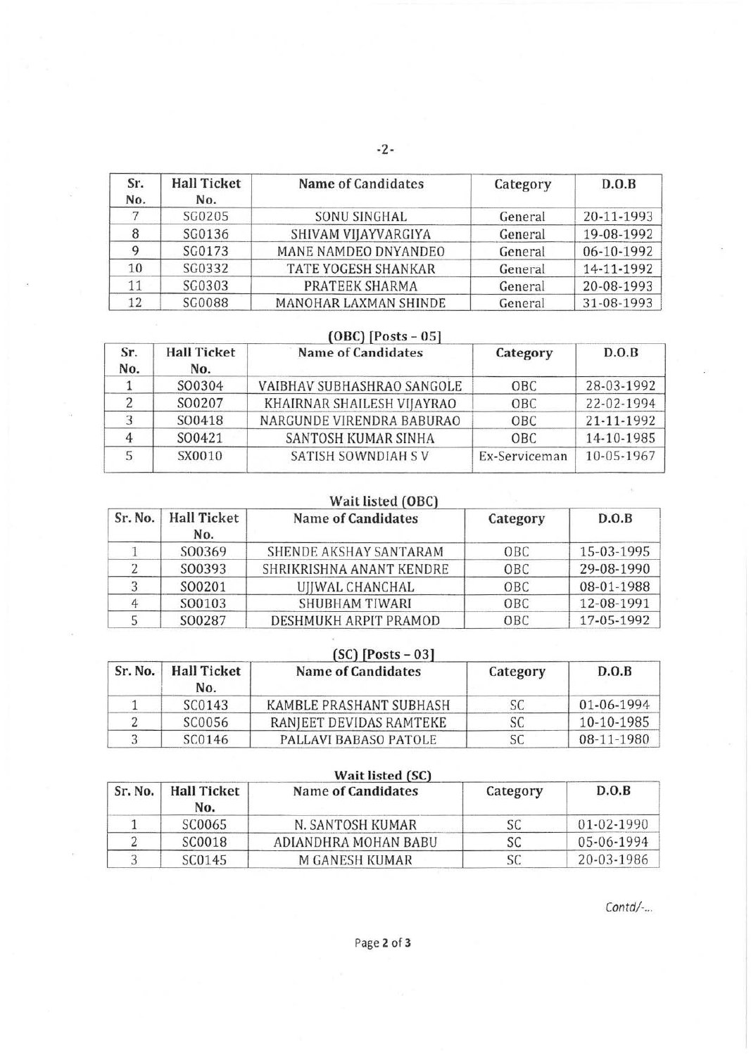-2-

| Sr. No. | Hall Ticket No. | Name of Candidates | Category | D.O.B |
|---|---|---|---|---|
| 7 | SG0205 | SONU SINGHAL | General | 20-11-1993 |
| 8 | SG0136 | SHIVAM VIJAYVARGIYA | General | 19-08-1992 |
| 9 | SG0173 | MANE NAMDEO DNYANDEO | General | 06-10-1992 |
| 10 | SG0332 | TATE YOGESH SHANKAR | General | 14-11-1992 |
| 11 | SG0303 | PRATEEK SHARMA | General | 20-08-1993 |
| 12 | SG0088 | MANOHAR LAXMAN SHINDE | General | 31-08-1993 |

### (OBC) [Posts – 05]

| Sr. No. | Hall Ticket No. | Name of Candidates | Category | D.O.B |
|---|---|---|---|---|
| 1 | SO0304 | VAIBHAV SUBHASHRAO SANGOLE | OBC | 28-03-1992 |
| 2 | SO0207 | KHAIRNAR SHAILESH VIJAYRAO | OBC | 22-02-1994 |
| 3 | SO0418 | NARGUNDE VIRENDRA BABURAO | OBC | 21-11-1992 |
| 4 | SO0421 | SANTOSH KUMAR SINHA | OBC | 14-10-1985 |
| 5 | SX0010 | SATISH SOWNDIAH S V | Ex-Serviceman | 10-05-1967 |

### Wait listed (OBC)

| Sr. No. | Hall Ticket No. | Name of Candidates | Category | D.O.B |
|---|---|---|---|---|
| 1 | SO0369 | SHENDE AKSHAY SANTARAM | OBC | 15-03-1995 |
| 2 | SO0393 | SHRIKRISHNA ANANT KENDRE | OBC | 29-08-1990 |
| 3 | SO0201 | UJJWAL CHANCHAL | OBC | 08-01-1988 |
| 4 | SO0103 | SHUBHAM TIWARI | OBC | 12-08-1991 |
| 5 | SO0287 | DESHMUKH ARPIT PRAMOD | OBC | 17-05-1992 |

### (SC) [Posts – 03]

| Sr. No. | Hall Ticket No. | Name of Candidates | Category | D.O.B |
|---|---|---|---|---|
| 1 | SC0143 | KAMBLE PRASHANT SUBHASH | SC | 01-06-1994 |
| 2 | SC0056 | RANJEET DEVIDAS RAMTEKE | SC | 10-10-1985 |
| 3 | SC0146 | PALLAVI BABASO PATOLE | SC | 08-11-1980 |

### Wait listed (SC)

| Sr. No. | Hall Ticket No. | Name of Candidates | Category | D.O.B |
|---|---|---|---|---|
| 1 | SC0065 | N. SANTOSH KUMAR | SC | 01-02-1990 |
| 2 | SC0018 | ADIANDHRA MOHAN BABU | SC | 05-06-1994 |
| 3 | SC0145 | M GANESH KUMAR | SC | 20-03-1986 |

*Contd/-...*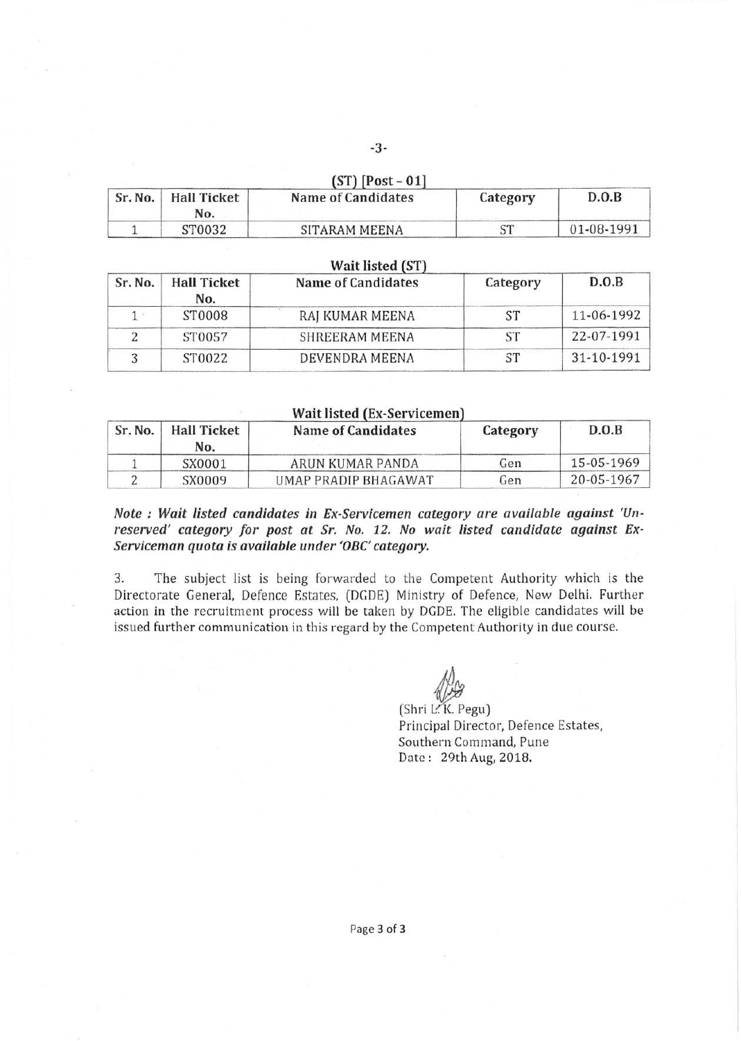**(ST) [Post – 01]**

| Sr. No. | Hall Ticket No. | Name of Candidates | Category | D.O.B |
|---|---|---|---|---|
| 1 | ST0032 | SITARAM MEENA | ST | 01-08-1991 |

**Wait listed (ST)**

| Sr. No. | Hall Ticket No. | Name of Candidates | Category | D.O.B |
|---|---|---|---|---|
| 1 | ST0008 | RAJ KUMAR MEENA | ST | 11-06-1992 |
| 2 | ST0057 | SHREERAM MEENA | ST | 22-07-1991 |
| 3 | ST0022 | DEVENDRA MEENA | ST | 31-10-1991 |

**Wait listed (Ex-Servicemen)**

| Sr. No. | Hall Ticket No. | Name of Candidates | Category | D.O.B |
|---|---|---|---|---|
| 1 | SX0001 | ARUN KUMAR PANDA | Gen | 15-05-1969 |
| 2 | SX0009 | UMAP PRADIP BHAGAWAT | Gen | 20-05-1967 |

***Note : Wait listed candidates in Ex-Servicemen category are available against 'Un-reserved' category for post at Sr. No. 12. No wait listed candidate against Ex-Serviceman quota is available under 'OBC' category.***

3. The subject list is being forwarded to the Competent Authority which is the Directorate General, Defence Estates, (DGDE) Ministry of Defence, New Delhi. Further action in the recruitment process will be taken by DGDE. The eligible candidates will be issued further communication in this regard by the Competent Authority in due course.

(Shri L. K. Pegu)
Principal Director, Defence Estates,
Southern Command, Pune
Date : 29th Aug, 2018.